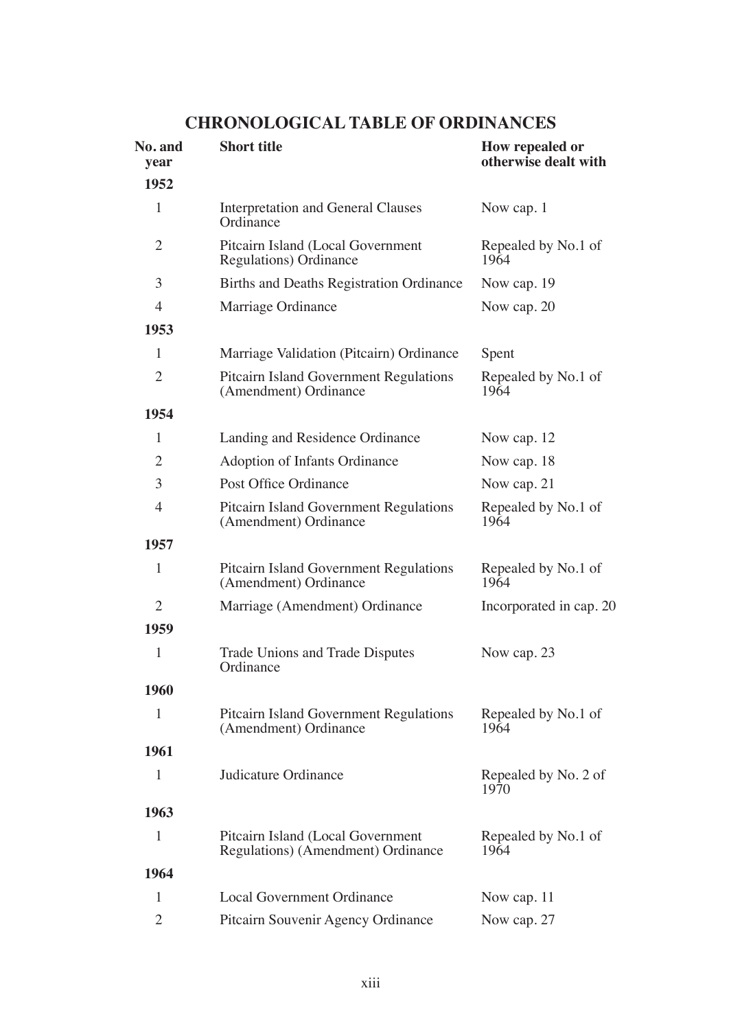# CHRONOLOGICAL TABLE OF ORDINANCES

| No. and year | Short title | How repealed or otherwise dealt with |
|---|---|---|
| **1952** | | |
| 1 | Interpretation and General Clauses Ordinance | Now cap. 1 |
| 2 | Pitcairn Island (Local Government Regulations) Ordinance | Repealed by No.1 of 1964 |
| 3 | Births and Deaths Registration Ordinance | Now cap. 19 |
| 4 | Marriage Ordinance | Now cap. 20 |
| **1953** | | |
| 1 | Marriage Validation (Pitcairn) Ordinance | Spent |
| 2 | Pitcairn Island Government Regulations (Amendment) Ordinance | Repealed by No.1 of 1964 |
| **1954** | | |
| 1 | Landing and Residence Ordinance | Now cap. 12 |
| 2 | Adoption of Infants Ordinance | Now cap. 18 |
| 3 | Post Office Ordinance | Now cap. 21 |
| 4 | Pitcairn Island Government Regulations (Amendment) Ordinance | Repealed by No.1 of 1964 |
| **1957** | | |
| 1 | Pitcairn Island Government Regulations (Amendment) Ordinance | Repealed by No.1 of 1964 |
| 2 | Marriage (Amendment) Ordinance | Incorporated in cap. 20 |
| **1959** | | |
| 1 | Trade Unions and Trade Disputes Ordinance | Now cap. 23 |
| **1960** | | |
| 1 | Pitcairn Island Government Regulations (Amendment) Ordinance | Repealed by No.1 of 1964 |
| **1961** | | |
| 1 | Judicature Ordinance | Repealed by No. 2 of 1970 |
| **1963** | | |
| 1 | Pitcairn Island (Local Government Regulations) (Amendment) Ordinance | Repealed by No.1 of 1964 |
| **1964** | | |
| 1 | Local Government Ordinance | Now cap. 11 |
| 2 | Pitcairn Souvenir Agency Ordinance | Now cap. 27 |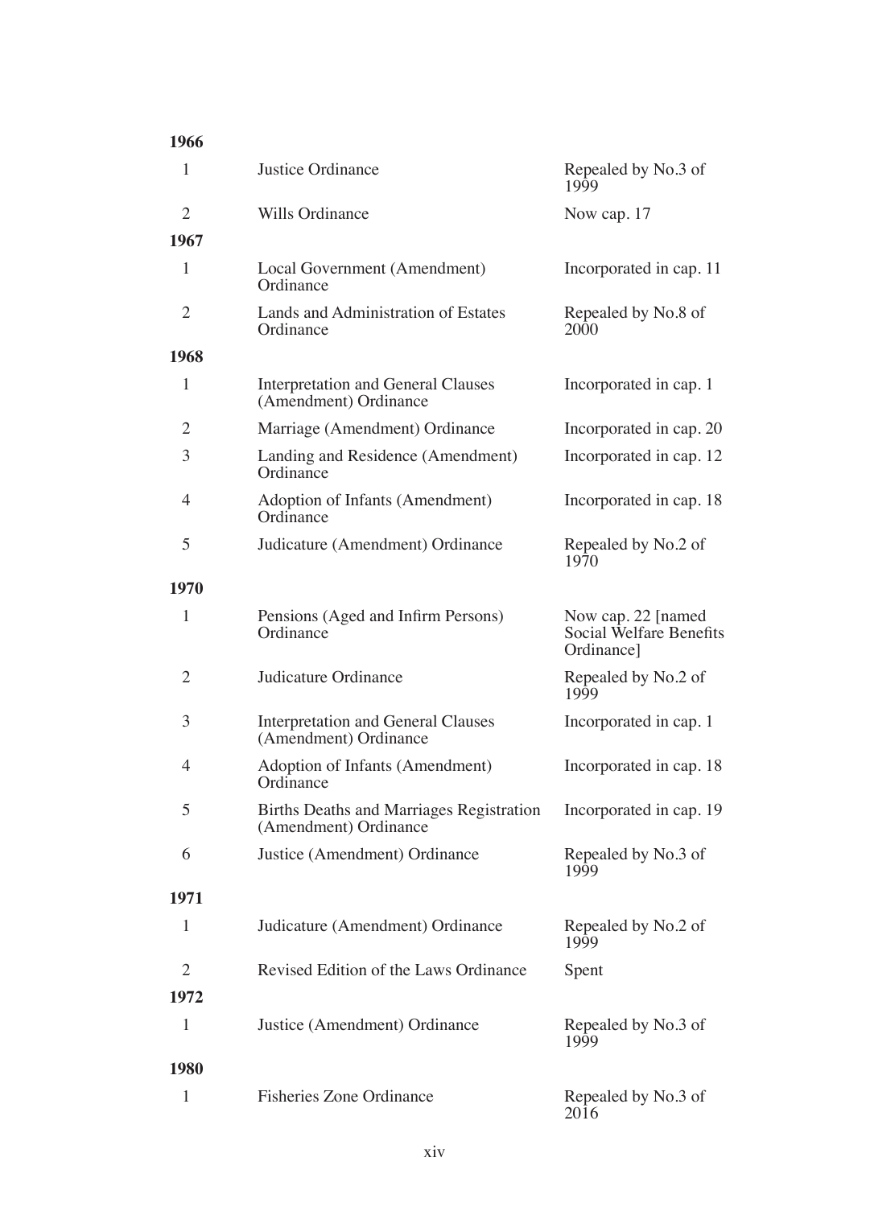**1966**

| | | |
|---|---|---|
| 1 | Justice Ordinance | Repealed by No.3 of 1999 |
| 2 | Wills Ordinance | Now cap. 17 |

**1967**

| | | |
|---|---|---|
| 1 | Local Government (Amendment) Ordinance | Incorporated in cap. 11 |
| 2 | Lands and Administration of Estates Ordinance | Repealed by No.8 of 2000 |

**1968**

| | | |
|---|---|---|
| 1 | Interpretation and General Clauses (Amendment) Ordinance | Incorporated in cap. 1 |
| 2 | Marriage (Amendment) Ordinance | Incorporated in cap. 20 |
| 3 | Landing and Residence (Amendment) Ordinance | Incorporated in cap. 12 |
| 4 | Adoption of Infants (Amendment) Ordinance | Incorporated in cap. 18 |
| 5 | Judicature (Amendment) Ordinance | Repealed by No.2 of 1970 |

**1970**

| | | |
|---|---|---|
| 1 | Pensions (Aged and Infirm Persons) Ordinance | Now cap. 22 [named Social Welfare Benefits Ordinance] |
| 2 | Judicature Ordinance | Repealed by No.2 of 1999 |
| 3 | Interpretation and General Clauses (Amendment) Ordinance | Incorporated in cap. 1 |
| 4 | Adoption of Infants (Amendment) Ordinance | Incorporated in cap. 18 |
| 5 | Births Deaths and Marriages Registration (Amendment) Ordinance | Incorporated in cap. 19 |
| 6 | Justice (Amendment) Ordinance | Repealed by No.3 of 1999 |

**1971**

| | | |
|---|---|---|
| 1 | Judicature (Amendment) Ordinance | Repealed by No.2 of 1999 |
| 2 | Revised Edition of the Laws Ordinance | Spent |

**1972**

| | | |
|---|---|---|
| 1 | Justice (Amendment) Ordinance | Repealed by No.3 of 1999 |

**1980**

| | | |
|---|---|---|
| 1 | Fisheries Zone Ordinance | Repealed by No.3 of 2016 |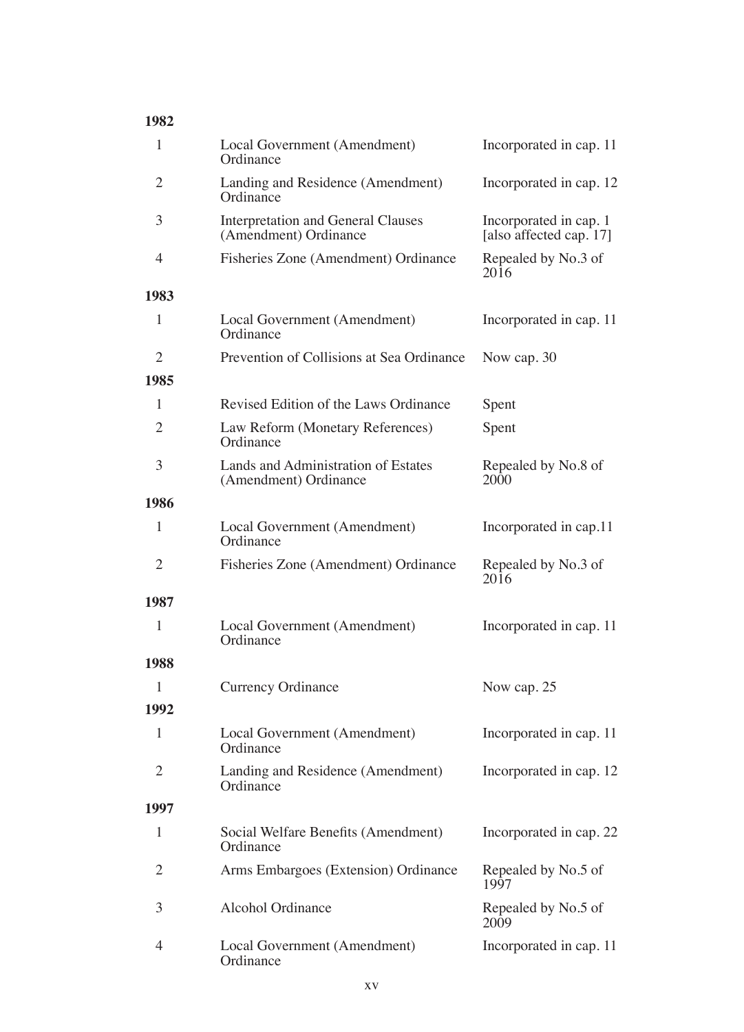**1982**

| | | |
|---|---|---|
| 1 | Local Government (Amendment) Ordinance | Incorporated in cap. 11 |
| 2 | Landing and Residence (Amendment) Ordinance | Incorporated in cap. 12 |
| 3 | Interpretation and General Clauses (Amendment) Ordinance | Incorporated in cap. 1 [also affected cap. 17] |
| 4 | Fisheries Zone (Amendment) Ordinance | Repealed by No.3 of 2016 |

**1983**

| | | |
|---|---|---|
| 1 | Local Government (Amendment) Ordinance | Incorporated in cap. 11 |
| 2 | Prevention of Collisions at Sea Ordinance | Now cap. 30 |

**1985**

| | | |
|---|---|---|
| 1 | Revised Edition of the Laws Ordinance | Spent |
| 2 | Law Reform (Monetary References) Ordinance | Spent |
| 3 | Lands and Administration of Estates (Amendment) Ordinance | Repealed by No.8 of 2000 |

**1986**

| | | |
|---|---|---|
| 1 | Local Government (Amendment) Ordinance | Incorporated in cap.11 |
| 2 | Fisheries Zone (Amendment) Ordinance | Repealed by No.3 of 2016 |

**1987**

| | | |
|---|---|---|
| 1 | Local Government (Amendment) Ordinance | Incorporated in cap. 11 |

**1988**

| | | |
|---|---|---|
| 1 | Currency Ordinance | Now cap. 25 |

**1992**

| | | |
|---|---|---|
| 1 | Local Government (Amendment) Ordinance | Incorporated in cap. 11 |
| 2 | Landing and Residence (Amendment) Ordinance | Incorporated in cap. 12 |

**1997**

| | | |
|---|---|---|
| 1 | Social Welfare Benefits (Amendment) Ordinance | Incorporated in cap. 22 |
| 2 | Arms Embargoes (Extension) Ordinance | Repealed by No.5 of 1997 |
| 3 | Alcohol Ordinance | Repealed by No.5 of 2009 |
| 4 | Local Government (Amendment) Ordinance | Incorporated in cap. 11 |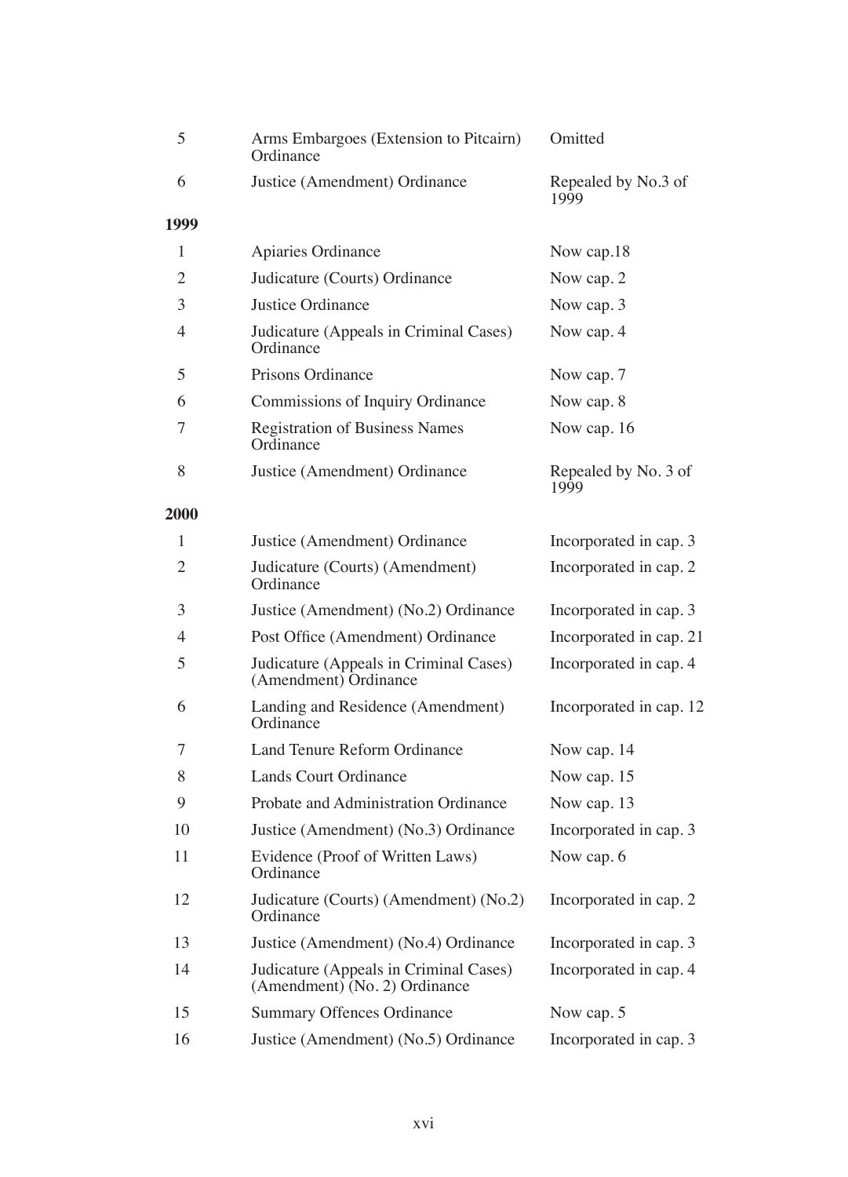| | | |
|---|---|---|
| 5 | Arms Embargoes (Extension to Pitcairn) Ordinance | Omitted |
| 6 | Justice (Amendment) Ordinance | Repealed by No.3 of 1999 |
| **1999** | | |
| 1 | Apiaries Ordinance | Now cap.18 |
| 2 | Judicature (Courts) Ordinance | Now cap. 2 |
| 3 | Justice Ordinance | Now cap. 3 |
| 4 | Judicature (Appeals in Criminal Cases) Ordinance | Now cap. 4 |
| 5 | Prisons Ordinance | Now cap. 7 |
| 6 | Commissions of Inquiry Ordinance | Now cap. 8 |
| 7 | Registration of Business Names Ordinance | Now cap. 16 |
| 8 | Justice (Amendment) Ordinance | Repealed by No. 3 of 1999 |
| **2000** | | |
| 1 | Justice (Amendment) Ordinance | Incorporated in cap. 3 |
| 2 | Judicature (Courts) (Amendment) Ordinance | Incorporated in cap. 2 |
| 3 | Justice (Amendment) (No.2) Ordinance | Incorporated in cap. 3 |
| 4 | Post Office (Amendment) Ordinance | Incorporated in cap. 21 |
| 5 | Judicature (Appeals in Criminal Cases) (Amendment) Ordinance | Incorporated in cap. 4 |
| 6 | Landing and Residence (Amendment) Ordinance | Incorporated in cap. 12 |
| 7 | Land Tenure Reform Ordinance | Now cap. 14 |
| 8 | Lands Court Ordinance | Now cap. 15 |
| 9 | Probate and Administration Ordinance | Now cap. 13 |
| 10 | Justice (Amendment) (No.3) Ordinance | Incorporated in cap. 3 |
| 11 | Evidence (Proof of Written Laws) Ordinance | Now cap. 6 |
| 12 | Judicature (Courts) (Amendment) (No.2) Ordinance | Incorporated in cap. 2 |
| 13 | Justice (Amendment) (No.4) Ordinance | Incorporated in cap. 3 |
| 14 | Judicature (Appeals in Criminal Cases) (Amendment) (No. 2) Ordinance | Incorporated in cap. 4 |
| 15 | Summary Offences Ordinance | Now cap. 5 |
| 16 | Justice (Amendment) (No.5) Ordinance | Incorporated in cap. 3 |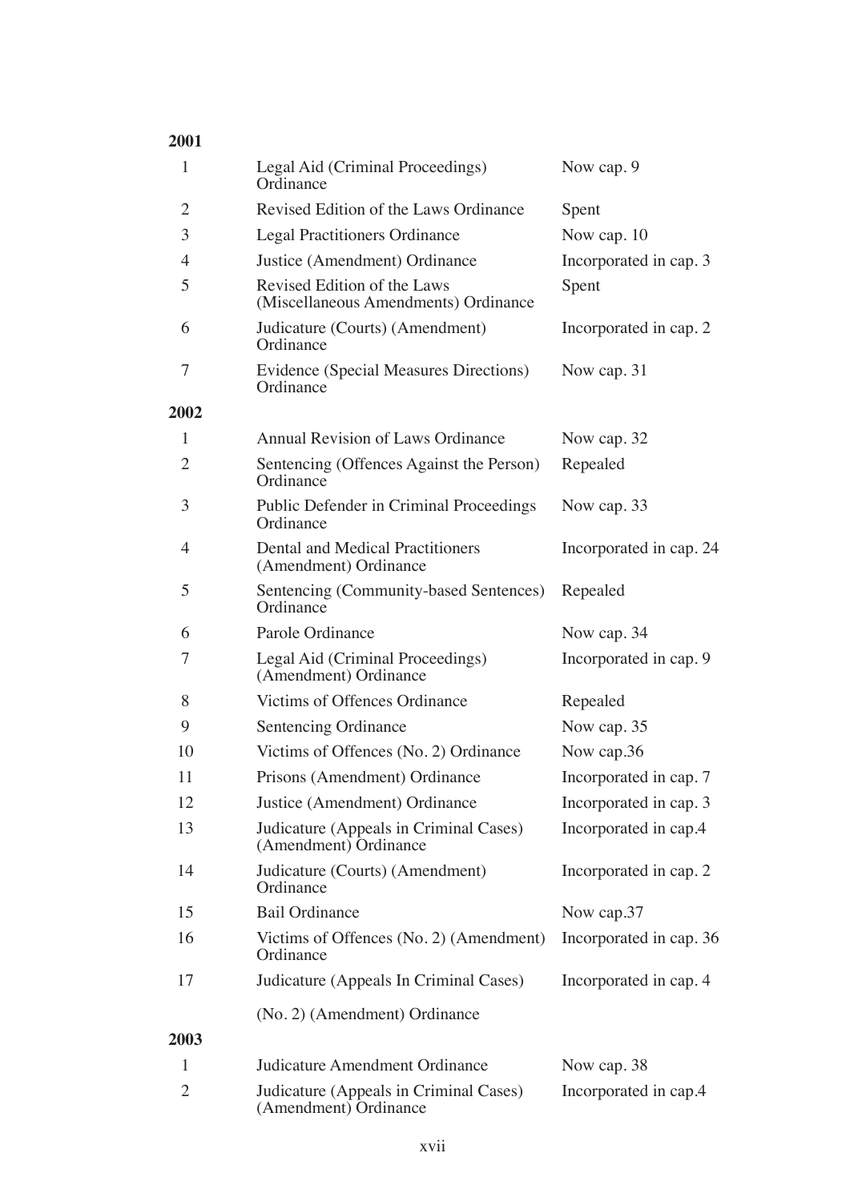**2001**

| | | |
|---|---|---|
| 1 | Legal Aid (Criminal Proceedings) Ordinance | Now cap. 9 |
| 2 | Revised Edition of the Laws Ordinance | Spent |
| 3 | Legal Practitioners Ordinance | Now cap. 10 |
| 4 | Justice (Amendment) Ordinance | Incorporated in cap. 3 |
| 5 | Revised Edition of the Laws (Miscellaneous Amendments) Ordinance | Spent |
| 6 | Judicature (Courts) (Amendment) Ordinance | Incorporated in cap. 2 |
| 7 | Evidence (Special Measures Directions) Ordinance | Now cap. 31 |

**2002**

| | | |
|---|---|---|
| 1 | Annual Revision of Laws Ordinance | Now cap. 32 |
| 2 | Sentencing (Offences Against the Person) Ordinance | Repealed |
| 3 | Public Defender in Criminal Proceedings Ordinance | Now cap. 33 |
| 4 | Dental and Medical Practitioners (Amendment) Ordinance | Incorporated in cap. 24 |
| 5 | Sentencing (Community-based Sentences) Ordinance | Repealed |
| 6 | Parole Ordinance | Now cap. 34 |
| 7 | Legal Aid (Criminal Proceedings) (Amendment) Ordinance | Incorporated in cap. 9 |
| 8 | Victims of Offences Ordinance | Repealed |
| 9 | Sentencing Ordinance | Now cap. 35 |
| 10 | Victims of Offences (No. 2) Ordinance | Now cap.36 |
| 11 | Prisons (Amendment) Ordinance | Incorporated in cap. 7 |
| 12 | Justice (Amendment) Ordinance | Incorporated in cap. 3 |
| 13 | Judicature (Appeals in Criminal Cases) (Amendment) Ordinance | Incorporated in cap.4 |
| 14 | Judicature (Courts) (Amendment) Ordinance | Incorporated in cap. 2 |
| 15 | Bail Ordinance | Now cap.37 |
| 16 | Victims of Offences (No. 2) (Amendment) Ordinance | Incorporated in cap. 36 |
| 17 | Judicature (Appeals In Criminal Cases) (No. 2) (Amendment) Ordinance | Incorporated in cap. 4 |

**2003**

| | | |
|---|---|---|
| 1 | Judicature Amendment Ordinance | Now cap. 38 |
| 2 | Judicature (Appeals in Criminal Cases) (Amendment) Ordinance | Incorporated in cap.4 |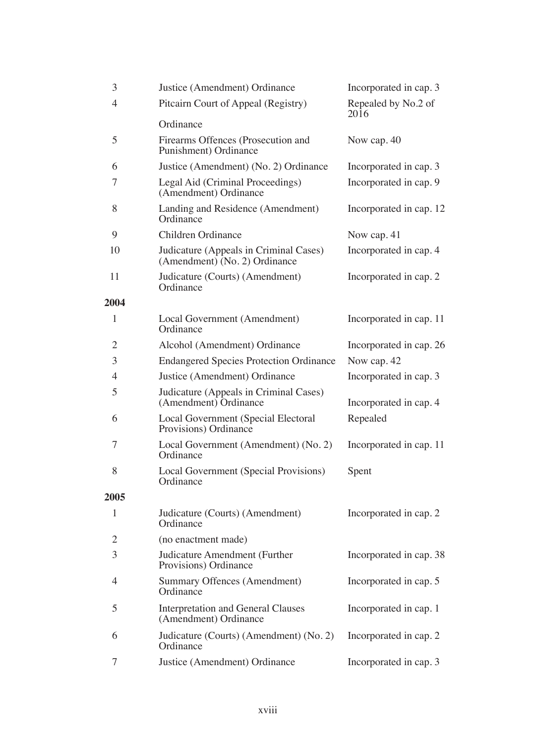| | | |
|---|---|---|
| 3 | Justice (Amendment) Ordinance | Incorporated in cap. 3 |
| 4 | Pitcairn Court of Appeal (Registry) Ordinance | Repealed by No.2 of 2016 |
| 5 | Firearms Offences (Prosecution and Punishment) Ordinance | Now cap. 40 |
| 6 | Justice (Amendment) (No. 2) Ordinance | Incorporated in cap. 3 |
| 7 | Legal Aid (Criminal Proceedings) (Amendment) Ordinance | Incorporated in cap. 9 |
| 8 | Landing and Residence (Amendment) Ordinance | Incorporated in cap. 12 |
| 9 | Children Ordinance | Now cap. 41 |
| 10 | Judicature (Appeals in Criminal Cases) (Amendment) (No. 2) Ordinance | Incorporated in cap. 4 |
| 11 | Judicature (Courts) (Amendment) Ordinance | Incorporated in cap. 2 |
| **2004** | | |
| 1 | Local Government (Amendment) Ordinance | Incorporated in cap. 11 |
| 2 | Alcohol (Amendment) Ordinance | Incorporated in cap. 26 |
| 3 | Endangered Species Protection Ordinance | Now cap. 42 |
| 4 | Justice (Amendment) Ordinance | Incorporated in cap. 3 |
| 5 | Judicature (Appeals in Criminal Cases) (Amendment) Ordinance | Incorporated in cap. 4 |
| 6 | Local Government (Special Electoral Provisions) Ordinance | Repealed |
| 7 | Local Government (Amendment) (No. 2) Ordinance | Incorporated in cap. 11 |
| 8 | Local Government (Special Provisions) Ordinance | Spent |
| **2005** | | |
| 1 | Judicature (Courts) (Amendment) Ordinance | Incorporated in cap. 2 |
| 2 | (no enactment made) | |
| 3 | Judicature Amendment (Further Provisions) Ordinance | Incorporated in cap. 38 |
| 4 | Summary Offences (Amendment) Ordinance | Incorporated in cap. 5 |
| 5 | Interpretation and General Clauses (Amendment) Ordinance | Incorporated in cap. 1 |
| 6 | Judicature (Courts) (Amendment) (No. 2) Ordinance | Incorporated in cap. 2 |
| 7 | Justice (Amendment) Ordinance | Incorporated in cap. 3 |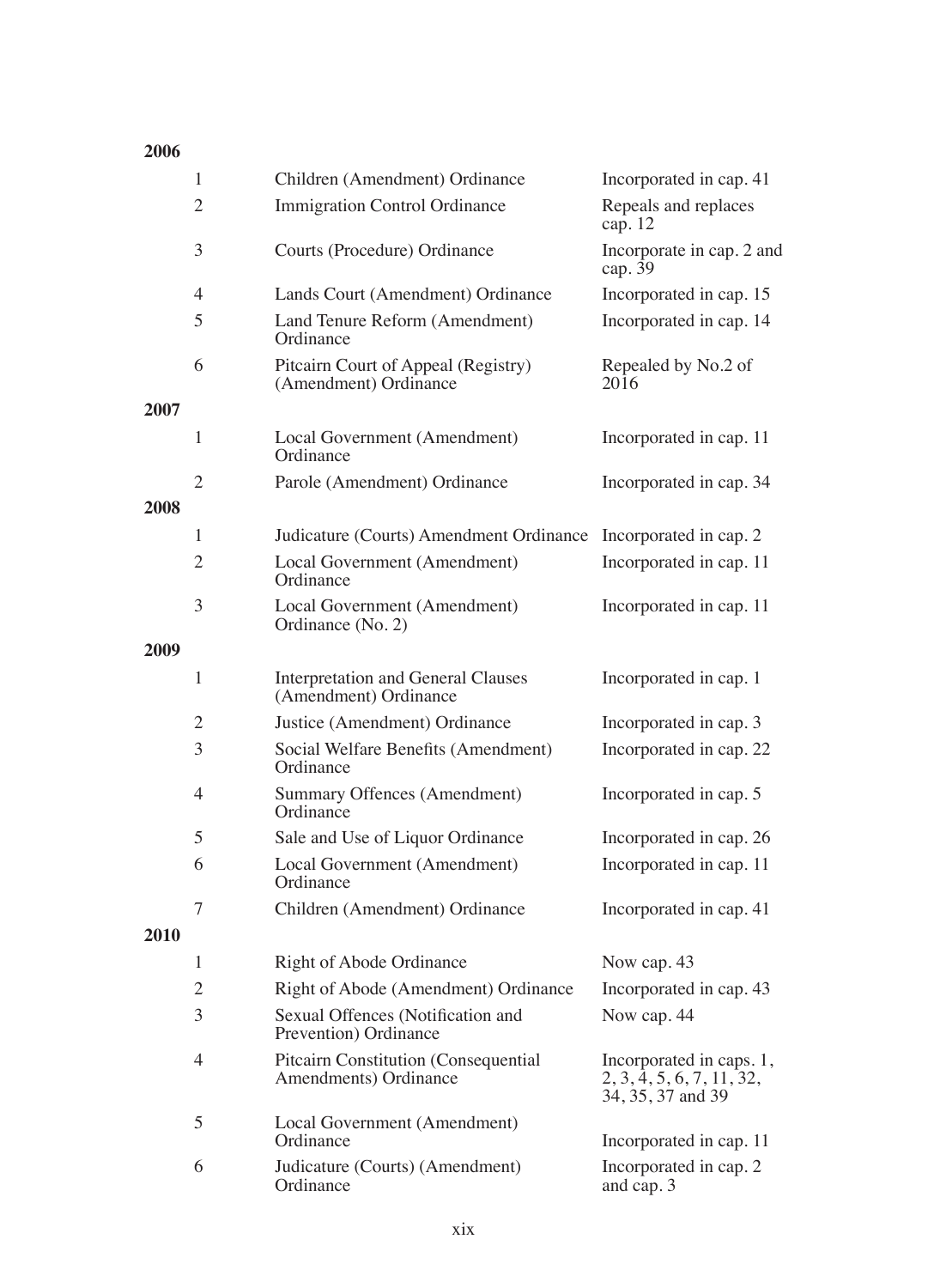**2006**

| | | |
|---|---|---|
| 1 | Children (Amendment) Ordinance | Incorporated in cap. 41 |
| 2 | Immigration Control Ordinance | Repeals and replaces cap. 12 |
| 3 | Courts (Procedure) Ordinance | Incorporate in cap. 2 and cap. 39 |
| 4 | Lands Court (Amendment) Ordinance | Incorporated in cap. 15 |
| 5 | Land Tenure Reform (Amendment) Ordinance | Incorporated in cap. 14 |
| 6 | Pitcairn Court of Appeal (Registry) (Amendment) Ordinance | Repealed by No.2 of 2016 |

**2007**

| | | |
|---|---|---|
| 1 | Local Government (Amendment) Ordinance | Incorporated in cap. 11 |
| 2 | Parole (Amendment) Ordinance | Incorporated in cap. 34 |

**2008**

| | | |
|---|---|---|
| 1 | Judicature (Courts) Amendment Ordinance | Incorporated in cap. 2 |
| 2 | Local Government (Amendment) Ordinance | Incorporated in cap. 11 |
| 3 | Local Government (Amendment) Ordinance (No. 2) | Incorporated in cap. 11 |

**2009**

| | | |
|---|---|---|
| 1 | Interpretation and General Clauses (Amendment) Ordinance | Incorporated in cap. 1 |
| 2 | Justice (Amendment) Ordinance | Incorporated in cap. 3 |
| 3 | Social Welfare Benefits (Amendment) Ordinance | Incorporated in cap. 22 |
| 4 | Summary Offences (Amendment) Ordinance | Incorporated in cap. 5 |
| 5 | Sale and Use of Liquor Ordinance | Incorporated in cap. 26 |
| 6 | Local Government (Amendment) Ordinance | Incorporated in cap. 11 |
| 7 | Children (Amendment) Ordinance | Incorporated in cap. 41 |

**2010**

| | | |
|---|---|---|
| 1 | Right of Abode Ordinance | Now cap. 43 |
| 2 | Right of Abode (Amendment) Ordinance | Incorporated in cap. 43 |
| 3 | Sexual Offences (Notification and Prevention) Ordinance | Now cap. 44 |
| 4 | Pitcairn Constitution (Consequential Amendments) Ordinance | Incorporated in caps. 1, 2, 3, 4, 5, 6, 7, 11, 32, 34, 35, 37 and 39 |
| 5 | Local Government (Amendment) Ordinance | Incorporated in cap. 11 |
| 6 | Judicature (Courts) (Amendment) Ordinance | Incorporated in cap. 2 and cap. 3 |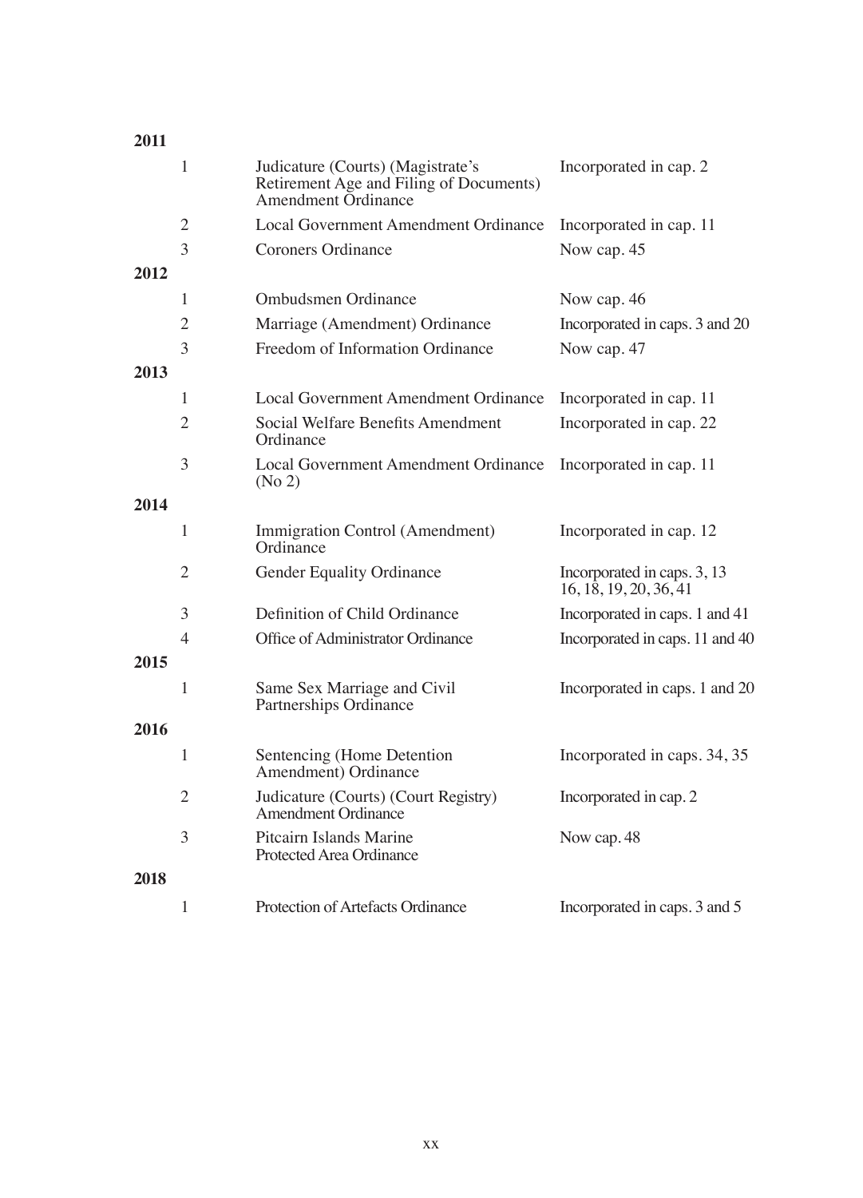| | | | |
|---|---|---|---|
| **2011** | | | |
| | 1 | Judicature (Courts) (Magistrate's Retirement Age and Filing of Documents) Amendment Ordinance | Incorporated in cap. 2 |
| | 2 | Local Government Amendment Ordinance | Incorporated in cap. 11 |
| | 3 | Coroners Ordinance | Now cap. 45 |
| **2012** | | | |
| | 1 | Ombudsmen Ordinance | Now cap. 46 |
| | 2 | Marriage (Amendment) Ordinance | Incorporated in caps. 3 and 20 |
| | 3 | Freedom of Information Ordinance | Now cap. 47 |
| **2013** | | | |
| | 1 | Local Government Amendment Ordinance | Incorporated in cap. 11 |
| | 2 | Social Welfare Benefits Amendment Ordinance | Incorporated in cap. 22 |
| | 3 | Local Government Amendment Ordinance (No 2) | Incorporated in cap. 11 |
| **2014** | | | |
| | 1 | Immigration Control (Amendment) Ordinance | Incorporated in cap. 12 |
| | 2 | Gender Equality Ordinance | Incorporated in caps. 3, 13 16, 18, 19, 20, 36, 41 |
| | 3 | Definition of Child Ordinance | Incorporated in caps. 1 and 41 |
| | 4 | Office of Administrator Ordinance | Incorporated in caps. 11 and 40 |
| **2015** | | | |
| | 1 | Same Sex Marriage and Civil Partnerships Ordinance | Incorporated in caps. 1 and 20 |
| **2016** | | | |
| | 1 | Sentencing (Home Detention Amendment) Ordinance | Incorporated in caps. 34, 35 |
| | 2 | Judicature (Courts) (Court Registry) Amendment Ordinance | Incorporated in cap. 2 |
| | 3 | Pitcairn Islands Marine Protected Area Ordinance | Now cap. 48 |
| **2018** | | | |
| | 1 | Protection of Artefacts Ordinance | Incorporated in caps. 3 and 5 |